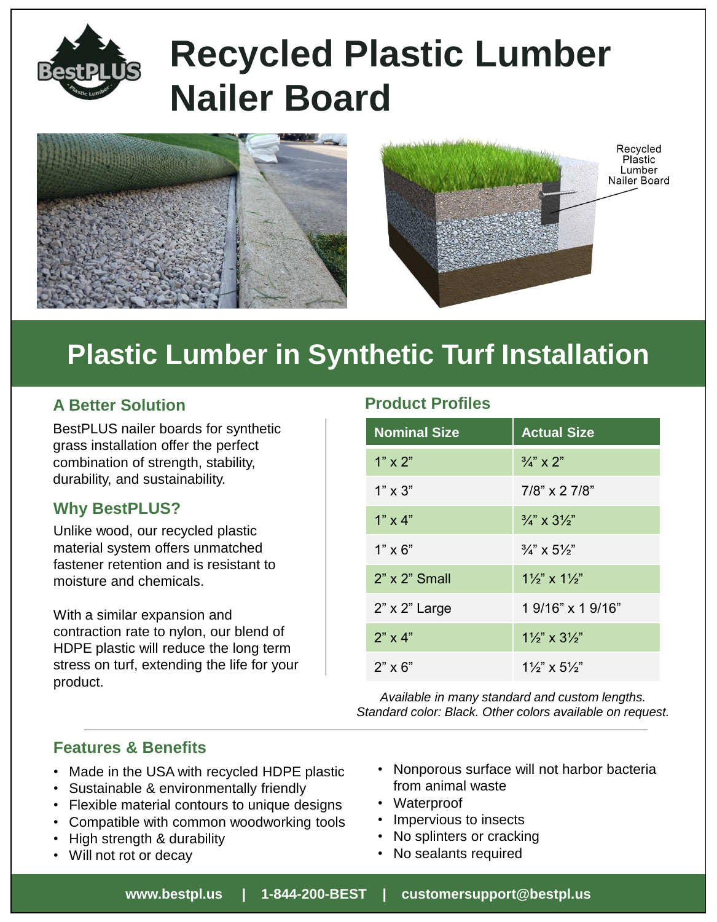# Recycled Plastic Lumber Nailer Board

Recycled Plastic Lumber Nailer Board

## Plastic Lumber in Synthetic Turf Installation

### A Better Solution

BestPLUS nailer boards for synthetic grass installation offer the perfect combination of strength, stability, durability, and sustainability.

### Why BestPLUS?

Unlike wood, our recycled plastic material system offers unmatched fastener retention and is resistant to moisture and chemicals.

With a similar expansion and contraction rate to nylon, our blend of HDPE plastic will reduce the long term stress on turf, extending the life for your product.

### Product Profiles

| Nominal Size | Actual Size |
|---|---|
| 1" x 2" | ¾" x 2" |
| 1" x 3" | 7/8" x 2 7/8" |
| 1" x 4" | ¾" x 3½" |
| 1" x 6" | ¾" x 5½" |
| 2" x 2" Small | 1½" x 1½" |
| 2" x 2" Large | 1 9/16" x 1 9/16" |
| 2" x 4" | 1½" x 3½" |
| 2" x 6" | 1½" x 5½" |

*Available in many standard and custom lengths. Standard color: Black. Other colors available on request.*

### Features & Benefits

- Made in the USA with recycled HDPE plastic
- Sustainable & environmentally friendly
- Flexible material contours to unique designs
- Compatible with common woodworking tools
- High strength & durability
- Will not rot or decay
- Nonporous surface will not harbor bacteria from animal waste
- Waterproof
- Impervious to insects
- No splinters or cracking
- No sealants required

**www.bestpl.us | 1-844-200-BEST | customersupport@bestpl.us**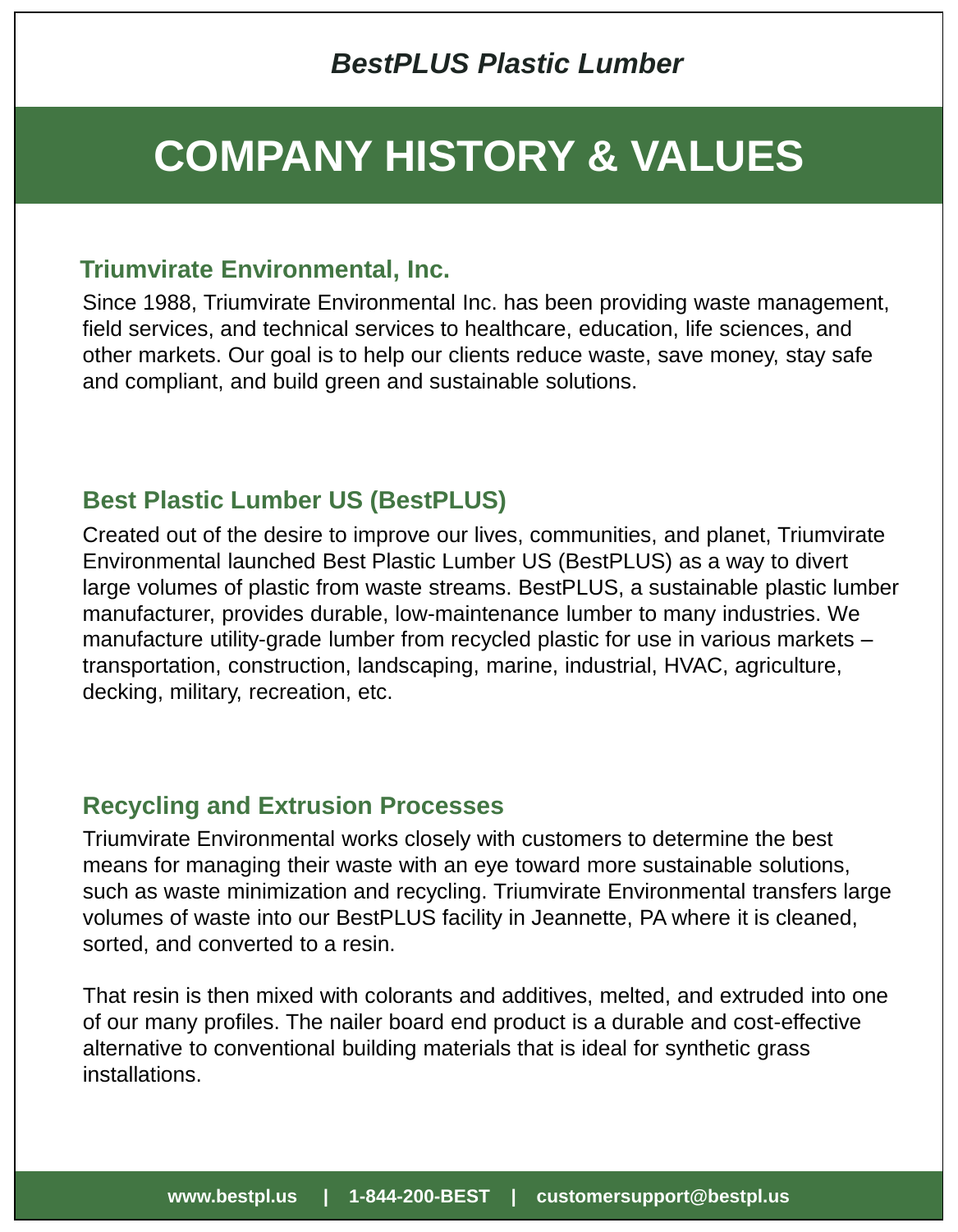*BestPLUS Plastic Lumber*

# COMPANY HISTORY & VALUES

## Triumvirate Environmental, Inc.

Since 1988, Triumvirate Environmental Inc. has been providing waste management, field services, and technical services to healthcare, education, life sciences, and other markets. Our goal is to help our clients reduce waste, save money, stay safe and compliant, and build green and sustainable solutions.

## Best Plastic Lumber US (BestPLUS)

Created out of the desire to improve our lives, communities, and planet, Triumvirate Environmental launched Best Plastic Lumber US (BestPLUS) as a way to divert large volumes of plastic from waste streams. BestPLUS, a sustainable plastic lumber manufacturer, provides durable, low-maintenance lumber to many industries. We manufacture utility-grade lumber from recycled plastic for use in various markets – transportation, construction, landscaping, marine, industrial, HVAC, agriculture, decking, military, recreation, etc.

## Recycling and Extrusion Processes

Triumvirate Environmental works closely with customers to determine the best means for managing their waste with an eye toward more sustainable solutions, such as waste minimization and recycling. Triumvirate Environmental transfers large volumes of waste into our BestPLUS facility in Jeannette, PA where it is cleaned, sorted, and converted to a resin.

That resin is then mixed with colorants and additives, melted, and extruded into one of our many profiles. The nailer board end product is a durable and cost-effective alternative to conventional building materials that is ideal for synthetic grass installations.

**www.bestpl.us | 1-844-200-BEST | customersupport@bestpl.us**